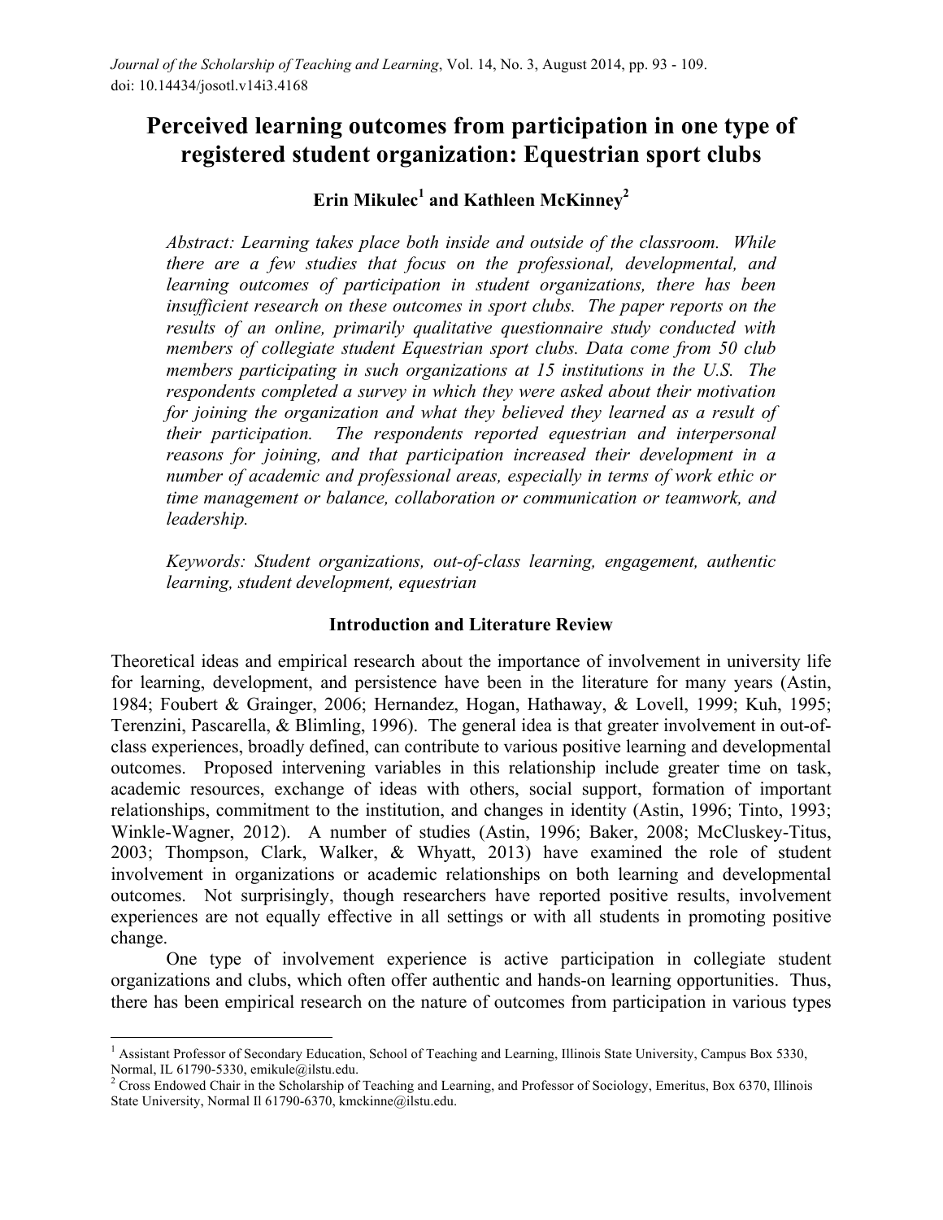# Perceived learning outcomes from participation in one type of registered student organization: Equestrian sport clubs

**Erin Mikulec[1] and Kathleen McKinney[2]**

*Abstract: Learning takes place both inside and outside of the classroom. While there are a few studies that focus on the professional, developmental, and learning outcomes of participation in student organizations, there has been insufficient research on these outcomes in sport clubs. The paper reports on the results of an online, primarily qualitative questionnaire study conducted with members of collegiate student Equestrian sport clubs. Data come from 50 club members participating in such organizations at 15 institutions in the U.S. The respondents completed a survey in which they were asked about their motivation for joining the organization and what they believed they learned as a result of their participation. The respondents reported equestrian and interpersonal reasons for joining, and that participation increased their development in a number of academic and professional areas, especially in terms of work ethic or time management or balance, collaboration or communication or teamwork, and leadership.*

*Keywords: Student organizations, out-of-class learning, engagement, authentic learning, student development, equestrian*

## Introduction and Literature Review

Theoretical ideas and empirical research about the importance of involvement in university life for learning, development, and persistence have been in the literature for many years (Astin, 1984; Foubert & Grainger, 2006; Hernandez, Hogan, Hathaway, & Lovell, 1999; Kuh, 1995; Terenzini, Pascarella, & Blimling, 1996). The general idea is that greater involvement in out-of-class experiences, broadly defined, can contribute to various positive learning and developmental outcomes. Proposed intervening variables in this relationship include greater time on task, academic resources, exchange of ideas with others, social support, formation of important relationships, commitment to the institution, and changes in identity (Astin, 1996; Tinto, 1993; Winkle-Wagner, 2012). A number of studies (Astin, 1996; Baker, 2008; McCluskey-Titus, 2003; Thompson, Clark, Walker, & Whyatt, 2013) have examined the role of student involvement in organizations or academic relationships on both learning and developmental outcomes. Not surprisingly, though researchers have reported positive results, involvement experiences are not equally effective in all settings or with all students in promoting positive change.

One type of involvement experience is active participation in collegiate student organizations and clubs, which often offer authentic and hands-on learning opportunities. Thus, there has been empirical research on the nature of outcomes from participation in various types

---

[1] Assistant Professor of Secondary Education, School of Teaching and Learning, Illinois State University, Campus Box 5330, Normal, IL 61790-5330, emikule@ilstu.edu.

[2] Cross Endowed Chair in the Scholarship of Teaching and Learning, and Professor of Sociology, Emeritus, Box 6370, Illinois State University, Normal Il 61790-6370, kmckinne@ilstu.edu.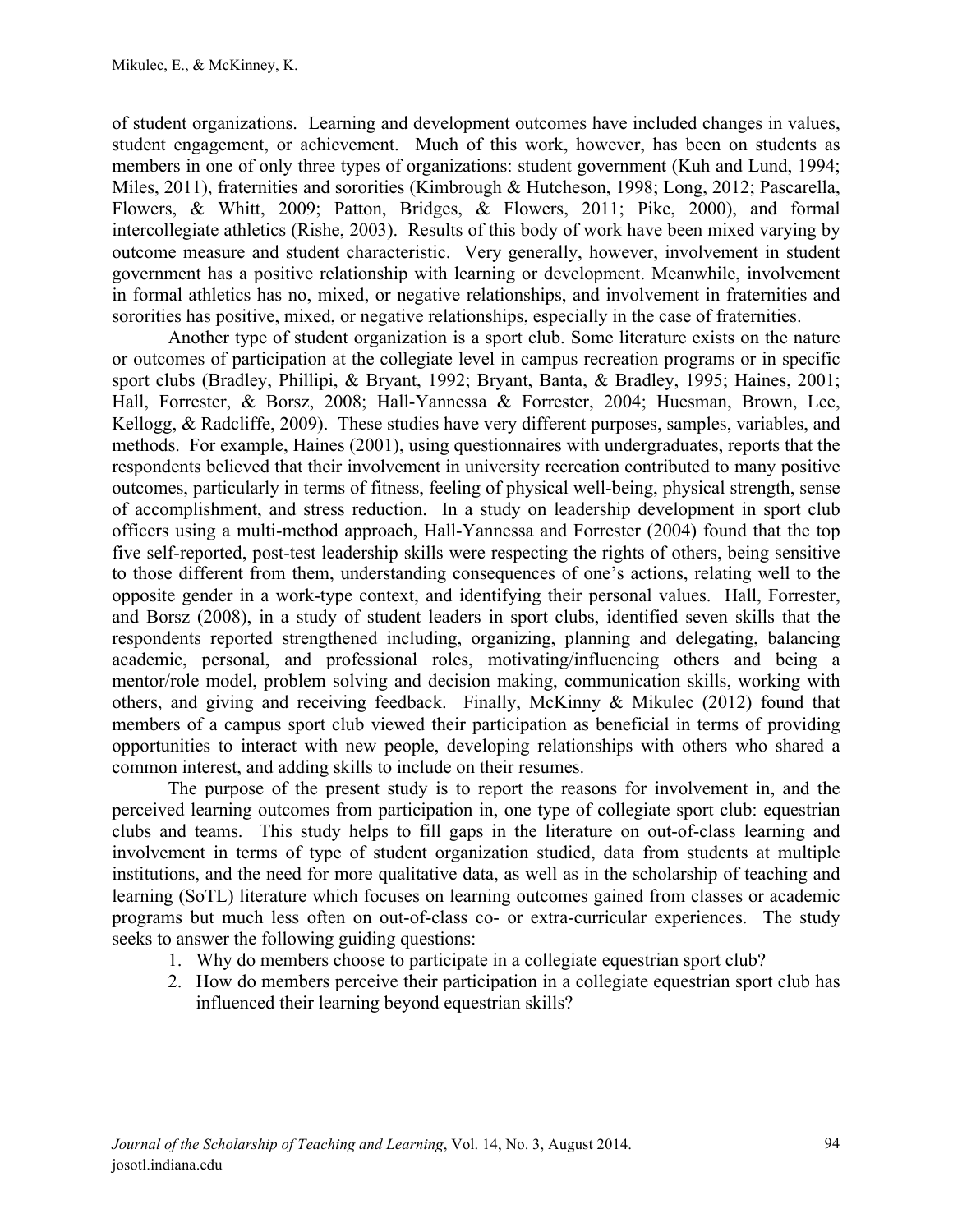of student organizations. Learning and development outcomes have included changes in values, student engagement, or achievement. Much of this work, however, has been on students as members in one of only three types of organizations: student government (Kuh and Lund, 1994; Miles, 2011), fraternities and sororities (Kimbrough & Hutcheson, 1998; Long, 2012; Pascarella, Flowers, & Whitt, 2009; Patton, Bridges, & Flowers, 2011; Pike, 2000), and formal intercollegiate athletics (Rishe, 2003). Results of this body of work have been mixed varying by outcome measure and student characteristic. Very generally, however, involvement in student government has a positive relationship with learning or development. Meanwhile, involvement in formal athletics has no, mixed, or negative relationships, and involvement in fraternities and sororities has positive, mixed, or negative relationships, especially in the case of fraternities.

Another type of student organization is a sport club. Some literature exists on the nature or outcomes of participation at the collegiate level in campus recreation programs or in specific sport clubs (Bradley, Phillipi, & Bryant, 1992; Bryant, Banta, & Bradley, 1995; Haines, 2001; Hall, Forrester, & Borsz, 2008; Hall-Yannessa & Forrester, 2004; Huesman, Brown, Lee, Kellogg, & Radcliffe, 2009). These studies have very different purposes, samples, variables, and methods. For example, Haines (2001), using questionnaires with undergraduates, reports that the respondents believed that their involvement in university recreation contributed to many positive outcomes, particularly in terms of fitness, feeling of physical well-being, physical strength, sense of accomplishment, and stress reduction. In a study on leadership development in sport club officers using a multi-method approach, Hall-Yannessa and Forrester (2004) found that the top five self-reported, post-test leadership skills were respecting the rights of others, being sensitive to those different from them, understanding consequences of one's actions, relating well to the opposite gender in a work-type context, and identifying their personal values. Hall, Forrester, and Borsz (2008), in a study of student leaders in sport clubs, identified seven skills that the respondents reported strengthened including, organizing, planning and delegating, balancing academic, personal, and professional roles, motivating/influencing others and being a mentor/role model, problem solving and decision making, communication skills, working with others, and giving and receiving feedback. Finally, McKinny & Mikulec (2012) found that members of a campus sport club viewed their participation as beneficial in terms of providing opportunities to interact with new people, developing relationships with others who shared a common interest, and adding skills to include on their resumes.

The purpose of the present study is to report the reasons for involvement in, and the perceived learning outcomes from participation in, one type of collegiate sport club: equestrian clubs and teams. This study helps to fill gaps in the literature on out-of-class learning and involvement in terms of type of student organization studied, data from students at multiple institutions, and the need for more qualitative data, as well as in the scholarship of teaching and learning (SoTL) literature which focuses on learning outcomes gained from classes or academic programs but much less often on out-of-class co- or extra-curricular experiences. The study seeks to answer the following guiding questions:

1. Why do members choose to participate in a collegiate equestrian sport club?
2. How do members perceive their participation in a collegiate equestrian sport club has influenced their learning beyond equestrian skills?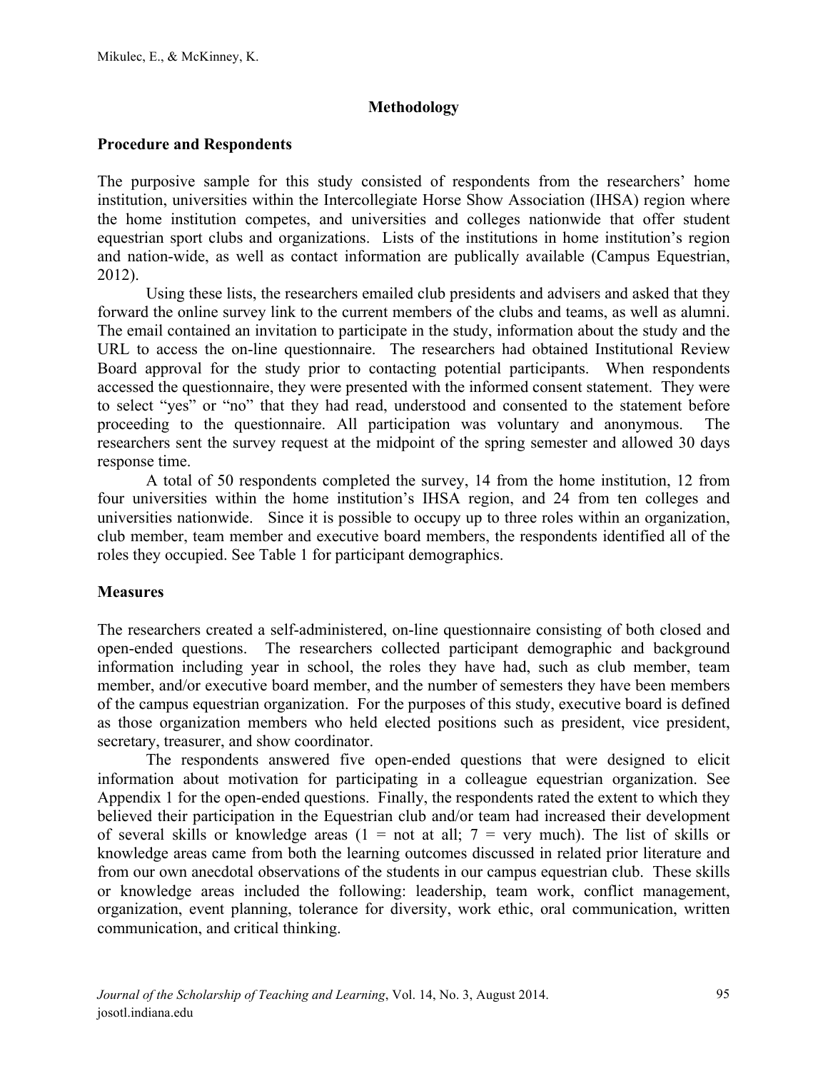## Methodology

### Procedure and Respondents

The purposive sample for this study consisted of respondents from the researchers' home institution, universities within the Intercollegiate Horse Show Association (IHSA) region where the home institution competes, and universities and colleges nationwide that offer student equestrian sport clubs and organizations. Lists of the institutions in home institution's region and nation-wide, as well as contact information are publically available (Campus Equestrian, 2012).

Using these lists, the researchers emailed club presidents and advisers and asked that they forward the online survey link to the current members of the clubs and teams, as well as alumni. The email contained an invitation to participate in the study, information about the study and the URL to access the on-line questionnaire. The researchers had obtained Institutional Review Board approval for the study prior to contacting potential participants. When respondents accessed the questionnaire, they were presented with the informed consent statement. They were to select "yes" or "no" that they had read, understood and consented to the statement before proceeding to the questionnaire. All participation was voluntary and anonymous. The researchers sent the survey request at the midpoint of the spring semester and allowed 30 days response time.

A total of 50 respondents completed the survey, 14 from the home institution, 12 from four universities within the home institution's IHSA region, and 24 from ten colleges and universities nationwide. Since it is possible to occupy up to three roles within an organization, club member, team member and executive board members, the respondents identified all of the roles they occupied. See Table 1 for participant demographics.

### Measures

The researchers created a self-administered, on-line questionnaire consisting of both closed and open-ended questions. The researchers collected participant demographic and background information including year in school, the roles they have had, such as club member, team member, and/or executive board member, and the number of semesters they have been members of the campus equestrian organization. For the purposes of this study, executive board is defined as those organization members who held elected positions such as president, vice president, secretary, treasurer, and show coordinator.

The respondents answered five open-ended questions that were designed to elicit information about motivation for participating in a colleague equestrian organization. See Appendix 1 for the open-ended questions. Finally, the respondents rated the extent to which they believed their participation in the Equestrian club and/or team had increased their development of several skills or knowledge areas (1 = not at all; 7 = very much). The list of skills or knowledge areas came from both the learning outcomes discussed in related prior literature and from our own anecdotal observations of the students in our campus equestrian club. These skills or knowledge areas included the following: leadership, team work, conflict management, organization, event planning, tolerance for diversity, work ethic, oral communication, written communication, and critical thinking.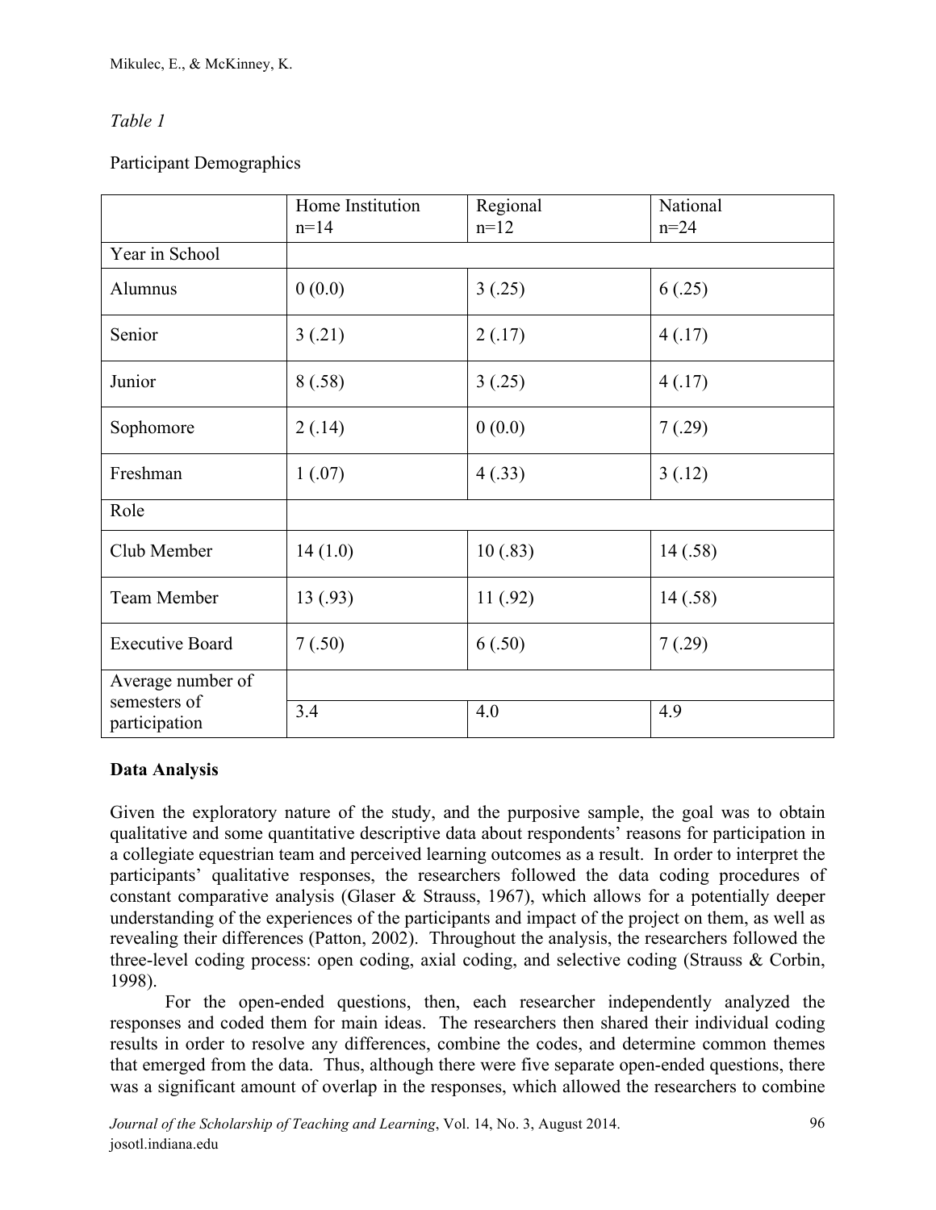*Table 1*

Participant Demographics

| | Home Institution n=14 | Regional n=12 | National n=24 |
|---|---|---|---|
| Year in School | | | |
| Alumnus | 0 (0.0) | 3 (.25) | 6 (.25) |
| Senior | 3 (.21) | 2 (.17) | 4 (.17) |
| Junior | 8 (.58) | 3 (.25) | 4 (.17) |
| Sophomore | 2 (.14) | 0 (0.0) | 7 (.29) |
| Freshman | 1 (.07) | 4 (.33) | 3 (.12) |
| Role | | | |
| Club Member | 14 (1.0) | 10 (.83) | 14 (.58) |
| Team Member | 13 (.93) | 11 (.92) | 14 (.58) |
| Executive Board | 7 (.50) | 6 (.50) | 7 (.29) |
| Average number of semesters of participation | 3.4 | 4.0 | 4.9 |

**Data Analysis**

Given the exploratory nature of the study, and the purposive sample, the goal was to obtain qualitative and some quantitative descriptive data about respondents' reasons for participation in a collegiate equestrian team and perceived learning outcomes as a result. In order to interpret the participants' qualitative responses, the researchers followed the data coding procedures of constant comparative analysis (Glaser & Strauss, 1967), which allows for a potentially deeper understanding of the experiences of the participants and impact of the project on them, as well as revealing their differences (Patton, 2002). Throughout the analysis, the researchers followed the three-level coding process: open coding, axial coding, and selective coding (Strauss & Corbin, 1998).

For the open-ended questions, then, each researcher independently analyzed the responses and coded them for main ideas. The researchers then shared their individual coding results in order to resolve any differences, combine the codes, and determine common themes that emerged from the data. Thus, although there were five separate open-ended questions, there was a significant amount of overlap in the responses, which allowed the researchers to combine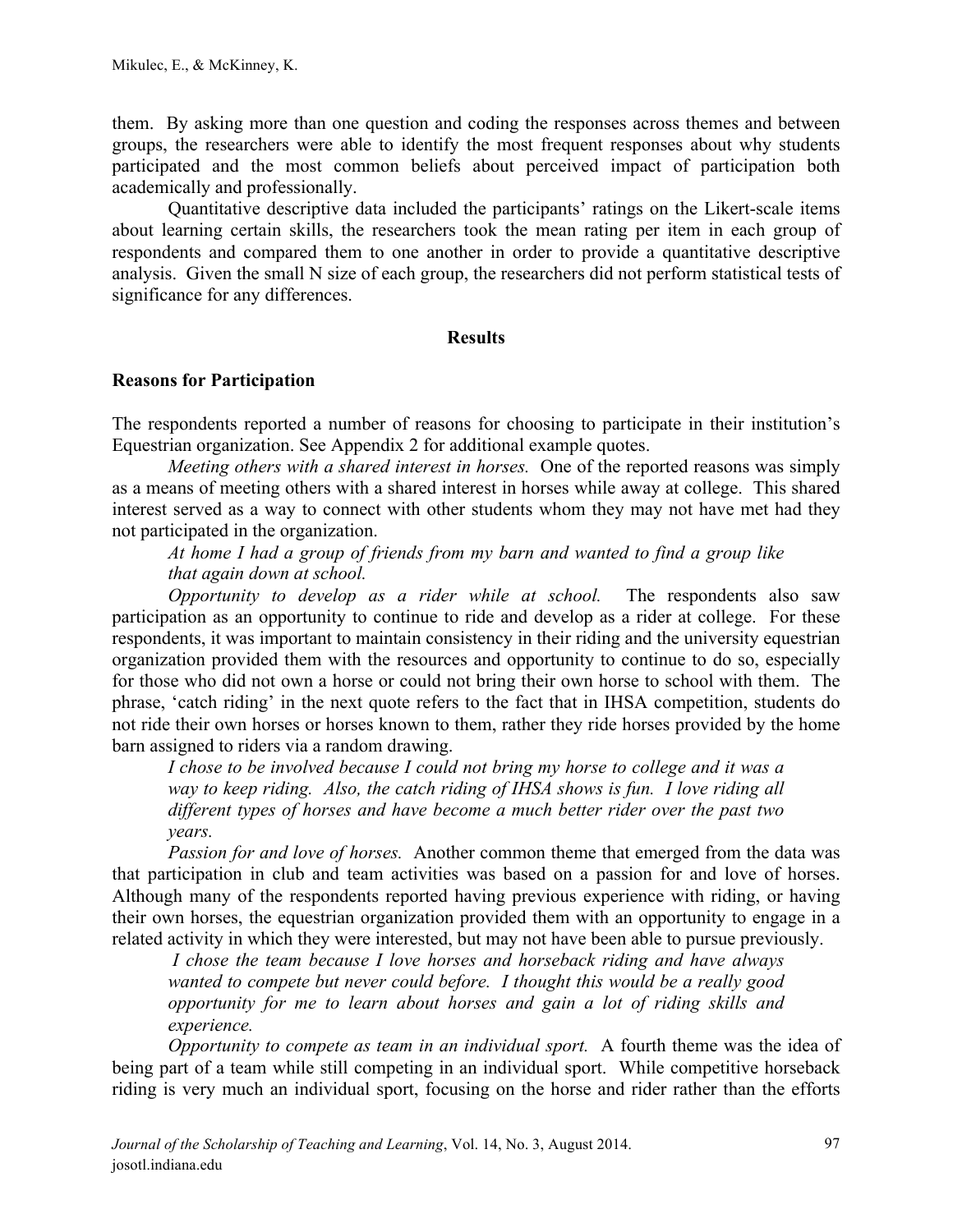them. By asking more than one question and coding the responses across themes and between groups, the researchers were able to identify the most frequent responses about why students participated and the most common beliefs about perceived impact of participation both academically and professionally.

Quantitative descriptive data included the participants' ratings on the Likert-scale items about learning certain skills, the researchers took the mean rating per item in each group of respondents and compared them to one another in order to provide a quantitative descriptive analysis. Given the small N size of each group, the researchers did not perform statistical tests of significance for any differences.

## Results

### Reasons for Participation

The respondents reported a number of reasons for choosing to participate in their institution's Equestrian organization. See Appendix 2 for additional example quotes.

*Meeting others with a shared interest in horses.* One of the reported reasons was simply as a means of meeting others with a shared interest in horses while away at college. This shared interest served as a way to connect with other students whom they may not have met had they not participated in the organization.

> *At home I had a group of friends from my barn and wanted to find a group like that again down at school.*

*Opportunity to develop as a rider while at school.* The respondents also saw participation as an opportunity to continue to ride and develop as a rider at college. For these respondents, it was important to maintain consistency in their riding and the university equestrian organization provided them with the resources and opportunity to continue to do so, especially for those who did not own a horse or could not bring their own horse to school with them. The phrase, 'catch riding' in the next quote refers to the fact that in IHSA competition, students do not ride their own horses or horses known to them, rather they ride horses provided by the home barn assigned to riders via a random drawing.

> *I chose to be involved because I could not bring my horse to college and it was a way to keep riding. Also, the catch riding of IHSA shows is fun. I love riding all different types of horses and have become a much better rider over the past two years.*

*Passion for and love of horses.* Another common theme that emerged from the data was that participation in club and team activities was based on a passion for and love of horses. Although many of the respondents reported having previous experience with riding, or having their own horses, the equestrian organization provided them with an opportunity to engage in a related activity in which they were interested, but may not have been able to pursue previously.

> *I chose the team because I love horses and horseback riding and have always wanted to compete but never could before. I thought this would be a really good opportunity for me to learn about horses and gain a lot of riding skills and experience.*

*Opportunity to compete as team in an individual sport.* A fourth theme was the idea of being part of a team while still competing in an individual sport. While competitive horseback riding is very much an individual sport, focusing on the horse and rider rather than the efforts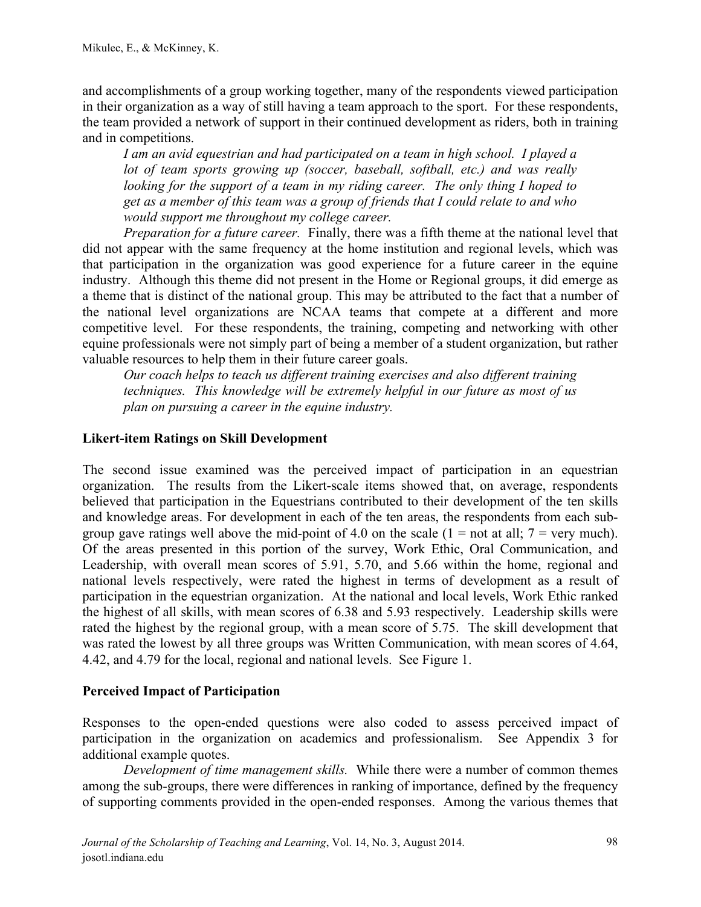and accomplishments of a group working together, many of the respondents viewed participation in their organization as a way of still having a team approach to the sport. For these respondents, the team provided a network of support in their continued development as riders, both in training and in competitions.

> *I am an avid equestrian and had participated on a team in high school. I played a lot of team sports growing up (soccer, baseball, softball, etc.) and was really looking for the support of a team in my riding career. The only thing I hoped to get as a member of this team was a group of friends that I could relate to and who would support me throughout my college career.*

*Preparation for a future career.* Finally, there was a fifth theme at the national level that did not appear with the same frequency at the home institution and regional levels, which was that participation in the organization was good experience for a future career in the equine industry. Although this theme did not present in the Home or Regional groups, it did emerge as a theme that is distinct of the national group. This may be attributed to the fact that a number of the national level organizations are NCAA teams that compete at a different and more competitive level. For these respondents, the training, competing and networking with other equine professionals were not simply part of being a member of a student organization, but rather valuable resources to help them in their future career goals.

> *Our coach helps to teach us different training exercises and also different training techniques. This knowledge will be extremely helpful in our future as most of us plan on pursuing a career in the equine industry.*

### Likert-item Ratings on Skill Development

The second issue examined was the perceived impact of participation in an equestrian organization. The results from the Likert-scale items showed that, on average, respondents believed that participation in the Equestrians contributed to their development of the ten skills and knowledge areas. For development in each of the ten areas, the respondents from each sub-group gave ratings well above the mid-point of 4.0 on the scale (1 = not at all; 7 = very much). Of the areas presented in this portion of the survey, Work Ethic, Oral Communication, and Leadership, with overall mean scores of 5.91, 5.70, and 5.66 within the home, regional and national levels respectively, were rated the highest in terms of development as a result of participation in the equestrian organization. At the national and local levels, Work Ethic ranked the highest of all skills, with mean scores of 6.38 and 5.93 respectively. Leadership skills were rated the highest by the regional group, with a mean score of 5.75. The skill development that was rated the lowest by all three groups was Written Communication, with mean scores of 4.64, 4.42, and 4.79 for the local, regional and national levels. See Figure 1.

### Perceived Impact of Participation

Responses to the open-ended questions were also coded to assess perceived impact of participation in the organization on academics and professionalism. See Appendix 3 for additional example quotes.

*Development of time management skills.* While there were a number of common themes among the sub-groups, there were differences in ranking of importance, defined by the frequency of supporting comments provided in the open-ended responses. Among the various themes that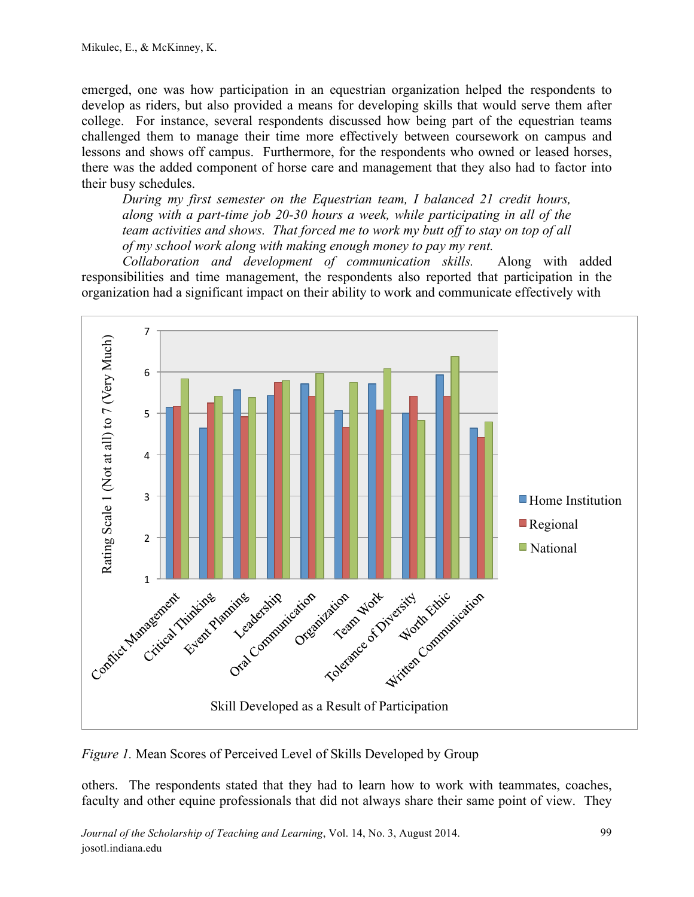emerged, one was how participation in an equestrian organization helped the respondents to develop as riders, but also provided a means for developing skills that would serve them after college. For instance, several respondents discussed how being part of the equestrian teams challenged them to manage their time more effectively between coursework on campus and lessons and shows off campus. Furthermore, for the respondents who owned or leased horses, there was the added component of horse care and management that they also had to factor into their busy schedules.

> *During my first semester on the Equestrian team, I balanced 21 credit hours, along with a part-time job 20-30 hours a week, while participating in all of the team activities and shows. That forced me to work my butt off to stay on top of all of my school work along with making enough money to pay my rent.*

*Collaboration and development of communication skills.* Along with added responsibilities and time management, the respondents also reported that participation in the organization had a significant impact on their ability to work and communicate effectively with others. The respondents stated that they had to learn how to work with teammates, coaches, faculty and other equine professionals that did not always share their same point of view. They

*Figure 1.* Mean Scores of Perceived Level of Skills Developed by Group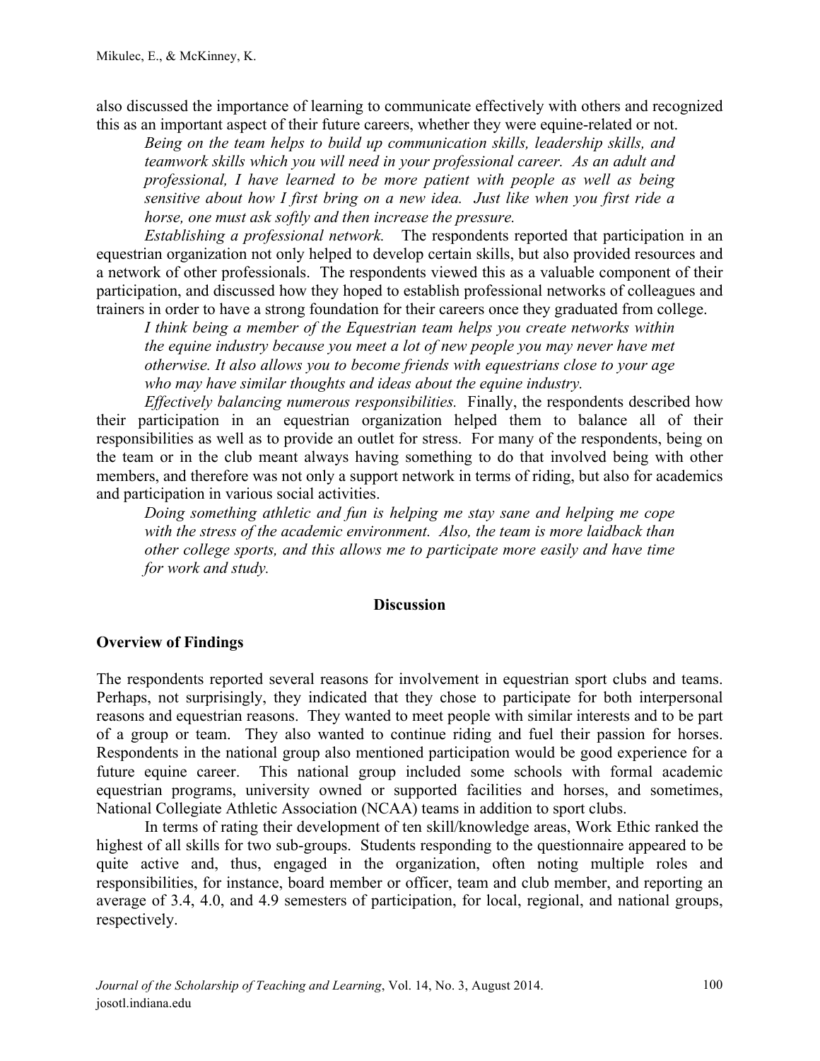also discussed the importance of learning to communicate effectively with others and recognized this as an important aspect of their future careers, whether they were equine-related or not.

> *Being on the team helps to build up communication skills, leadership skills, and teamwork skills which you will need in your professional career. As an adult and professional, I have learned to be more patient with people as well as being sensitive about how I first bring on a new idea. Just like when you first ride a horse, one must ask softly and then increase the pressure.*

*Establishing a professional network.* The respondents reported that participation in an equestrian organization not only helped to develop certain skills, but also provided resources and a network of other professionals. The respondents viewed this as a valuable component of their participation, and discussed how they hoped to establish professional networks of colleagues and trainers in order to have a strong foundation for their careers once they graduated from college.

> *I think being a member of the Equestrian team helps you create networks within the equine industry because you meet a lot of new people you may never have met otherwise. It also allows you to become friends with equestrians close to your age who may have similar thoughts and ideas about the equine industry.*

*Effectively balancing numerous responsibilities.* Finally, the respondents described how their participation in an equestrian organization helped them to balance all of their responsibilities as well as to provide an outlet for stress. For many of the respondents, being on the team or in the club meant always having something to do that involved being with other members, and therefore was not only a support network in terms of riding, but also for academics and participation in various social activities.

> *Doing something athletic and fun is helping me stay sane and helping me cope with the stress of the academic environment. Also, the team is more laidback than other college sports, and this allows me to participate more easily and have time for work and study.*

## Discussion

### Overview of Findings

The respondents reported several reasons for involvement in equestrian sport clubs and teams. Perhaps, not surprisingly, they indicated that they chose to participate for both interpersonal reasons and equestrian reasons. They wanted to meet people with similar interests and to be part of a group or team. They also wanted to continue riding and fuel their passion for horses. Respondents in the national group also mentioned participation would be good experience for a future equine career. This national group included some schools with formal academic equestrian programs, university owned or supported facilities and horses, and sometimes, National Collegiate Athletic Association (NCAA) teams in addition to sport clubs.

In terms of rating their development of ten skill/knowledge areas, Work Ethic ranked the highest of all skills for two sub-groups. Students responding to the questionnaire appeared to be quite active and, thus, engaged in the organization, often noting multiple roles and responsibilities, for instance, board member or officer, team and club member, and reporting an average of 3.4, 4.0, and 4.9 semesters of participation, for local, regional, and national groups, respectively.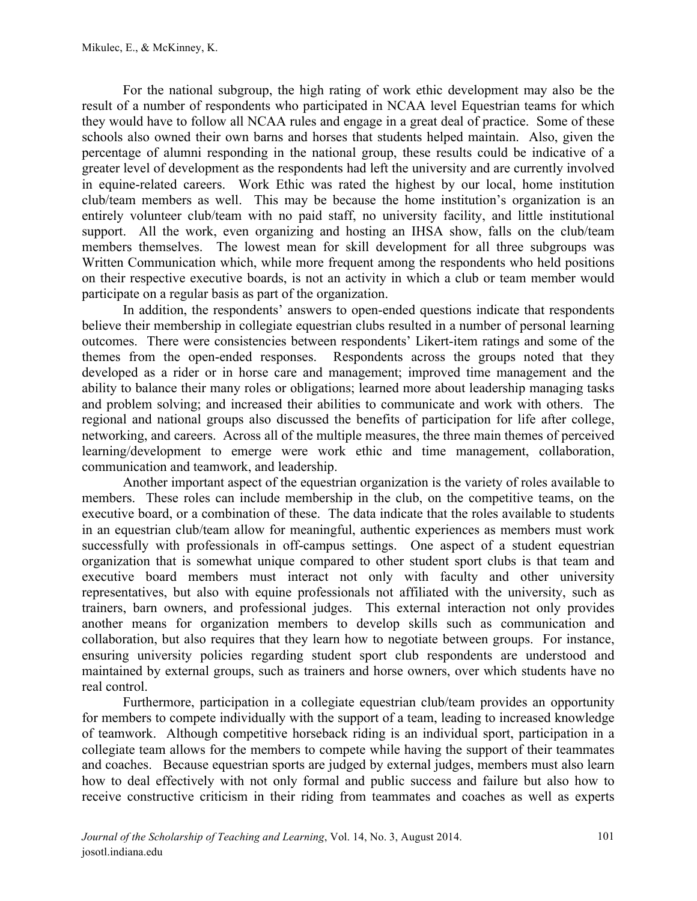For the national subgroup, the high rating of work ethic development may also be the result of a number of respondents who participated in NCAA level Equestrian teams for which they would have to follow all NCAA rules and engage in a great deal of practice. Some of these schools also owned their own barns and horses that students helped maintain. Also, given the percentage of alumni responding in the national group, these results could be indicative of a greater level of development as the respondents had left the university and are currently involved in equine-related careers. Work Ethic was rated the highest by our local, home institution club/team members as well. This may be because the home institution's organization is an entirely volunteer club/team with no paid staff, no university facility, and little institutional support. All the work, even organizing and hosting an IHSA show, falls on the club/team members themselves. The lowest mean for skill development for all three subgroups was Written Communication which, while more frequent among the respondents who held positions on their respective executive boards, is not an activity in which a club or team member would participate on a regular basis as part of the organization.

In addition, the respondents' answers to open-ended questions indicate that respondents believe their membership in collegiate equestrian clubs resulted in a number of personal learning outcomes. There were consistencies between respondents' Likert-item ratings and some of the themes from the open-ended responses. Respondents across the groups noted that they developed as a rider or in horse care and management; improved time management and the ability to balance their many roles or obligations; learned more about leadership managing tasks and problem solving; and increased their abilities to communicate and work with others. The regional and national groups also discussed the benefits of participation for life after college, networking, and careers. Across all of the multiple measures, the three main themes of perceived learning/development to emerge were work ethic and time management, collaboration, communication and teamwork, and leadership.

Another important aspect of the equestrian organization is the variety of roles available to members. These roles can include membership in the club, on the competitive teams, on the executive board, or a combination of these. The data indicate that the roles available to students in an equestrian club/team allow for meaningful, authentic experiences as members must work successfully with professionals in off-campus settings. One aspect of a student equestrian organization that is somewhat unique compared to other student sport clubs is that team and executive board members must interact not only with faculty and other university representatives, but also with equine professionals not affiliated with the university, such as trainers, barn owners, and professional judges. This external interaction not only provides another means for organization members to develop skills such as communication and collaboration, but also requires that they learn how to negotiate between groups. For instance, ensuring university policies regarding student sport club respondents are understood and maintained by external groups, such as trainers and horse owners, over which students have no real control.

Furthermore, participation in a collegiate equestrian club/team provides an opportunity for members to compete individually with the support of a team, leading to increased knowledge of teamwork. Although competitive horseback riding is an individual sport, participation in a collegiate team allows for the members to compete while having the support of their teammates and coaches. Because equestrian sports are judged by external judges, members must also learn how to deal effectively with not only formal and public success and failure but also how to receive constructive criticism in their riding from teammates and coaches as well as experts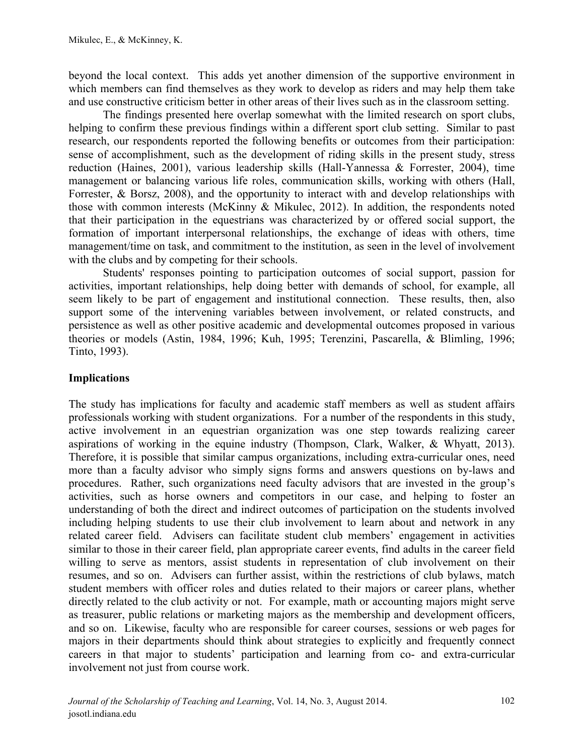beyond the local context. This adds yet another dimension of the supportive environment in which members can find themselves as they work to develop as riders and may help them take and use constructive criticism better in other areas of their lives such as in the classroom setting.

The findings presented here overlap somewhat with the limited research on sport clubs, helping to confirm these previous findings within a different sport club setting. Similar to past research, our respondents reported the following benefits or outcomes from their participation: sense of accomplishment, such as the development of riding skills in the present study, stress reduction (Haines, 2001), various leadership skills (Hall-Yannessa & Forrester, 2004), time management or balancing various life roles, communication skills, working with others (Hall, Forrester, & Borsz, 2008), and the opportunity to interact with and develop relationships with those with common interests (McKinny & Mikulec, 2012). In addition, the respondents noted that their participation in the equestrians was characterized by or offered social support, the formation of important interpersonal relationships, the exchange of ideas with others, time management/time on task, and commitment to the institution, as seen in the level of involvement with the clubs and by competing for their schools.

Students' responses pointing to participation outcomes of social support, passion for activities, important relationships, help doing better with demands of school, for example, all seem likely to be part of engagement and institutional connection. These results, then, also support some of the intervening variables between involvement, or related constructs, and persistence as well as other positive academic and developmental outcomes proposed in various theories or models (Astin, 1984, 1996; Kuh, 1995; Terenzini, Pascarella, & Blimling, 1996; Tinto, 1993).

## Implications

The study has implications for faculty and academic staff members as well as student affairs professionals working with student organizations. For a number of the respondents in this study, active involvement in an equestrian organization was one step towards realizing career aspirations of working in the equine industry (Thompson, Clark, Walker, & Whyatt, 2013). Therefore, it is possible that similar campus organizations, including extra-curricular ones, need more than a faculty advisor who simply signs forms and answers questions on by-laws and procedures. Rather, such organizations need faculty advisors that are invested in the group's activities, such as horse owners and competitors in our case, and helping to foster an understanding of both the direct and indirect outcomes of participation on the students involved including helping students to use their club involvement to learn about and network in any related career field. Advisers can facilitate student club members' engagement in activities similar to those in their career field, plan appropriate career events, find adults in the career field willing to serve as mentors, assist students in representation of club involvement on their resumes, and so on. Advisers can further assist, within the restrictions of club bylaws, match student members with officer roles and duties related to their majors or career plans, whether directly related to the club activity or not. For example, math or accounting majors might serve as treasurer, public relations or marketing majors as the membership and development officers, and so on. Likewise, faculty who are responsible for career courses, sessions or web pages for majors in their departments should think about strategies to explicitly and frequently connect careers in that major to students' participation and learning from co- and extra-curricular involvement not just from course work.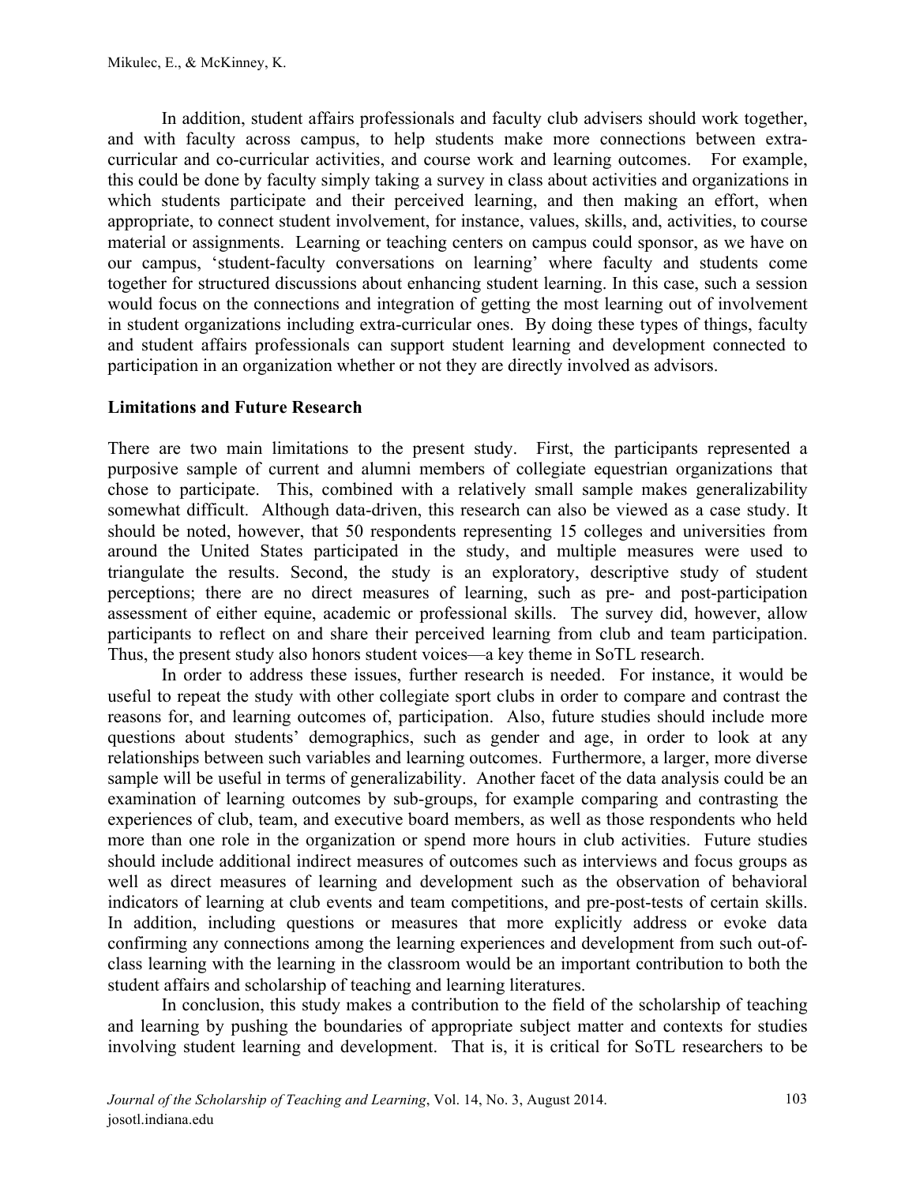In addition, student affairs professionals and faculty club advisers should work together, and with faculty across campus, to help students make more connections between extra-curricular and co-curricular activities, and course work and learning outcomes. For example, this could be done by faculty simply taking a survey in class about activities and organizations in which students participate and their perceived learning, and then making an effort, when appropriate, to connect student involvement, for instance, values, skills, and, activities, to course material or assignments. Learning or teaching centers on campus could sponsor, as we have on our campus, 'student-faculty conversations on learning' where faculty and students come together for structured discussions about enhancing student learning. In this case, such a session would focus on the connections and integration of getting the most learning out of involvement in student organizations including extra-curricular ones. By doing these types of things, faculty and student affairs professionals can support student learning and development connected to participation in an organization whether or not they are directly involved as advisors.

## Limitations and Future Research

There are two main limitations to the present study. First, the participants represented a purposive sample of current and alumni members of collegiate equestrian organizations that chose to participate. This, combined with a relatively small sample makes generalizability somewhat difficult. Although data-driven, this research can also be viewed as a case study. It should be noted, however, that 50 respondents representing 15 colleges and universities from around the United States participated in the study, and multiple measures were used to triangulate the results. Second, the study is an exploratory, descriptive study of student perceptions; there are no direct measures of learning, such as pre- and post-participation assessment of either equine, academic or professional skills. The survey did, however, allow participants to reflect on and share their perceived learning from club and team participation. Thus, the present study also honors student voices—a key theme in SoTL research.

In order to address these issues, further research is needed. For instance, it would be useful to repeat the study with other collegiate sport clubs in order to compare and contrast the reasons for, and learning outcomes of, participation. Also, future studies should include more questions about students' demographics, such as gender and age, in order to look at any relationships between such variables and learning outcomes. Furthermore, a larger, more diverse sample will be useful in terms of generalizability. Another facet of the data analysis could be an examination of learning outcomes by sub-groups, for example comparing and contrasting the experiences of club, team, and executive board members, as well as those respondents who held more than one role in the organization or spend more hours in club activities. Future studies should include additional indirect measures of outcomes such as interviews and focus groups as well as direct measures of learning and development such as the observation of behavioral indicators of learning at club events and team competitions, and pre-post-tests of certain skills. In addition, including questions or measures that more explicitly address or evoke data confirming any connections among the learning experiences and development from such out-of-class learning with the learning in the classroom would be an important contribution to both the student affairs and scholarship of teaching and learning literatures.

In conclusion, this study makes a contribution to the field of the scholarship of teaching and learning by pushing the boundaries of appropriate subject matter and contexts for studies involving student learning and development. That is, it is critical for SoTL researchers to be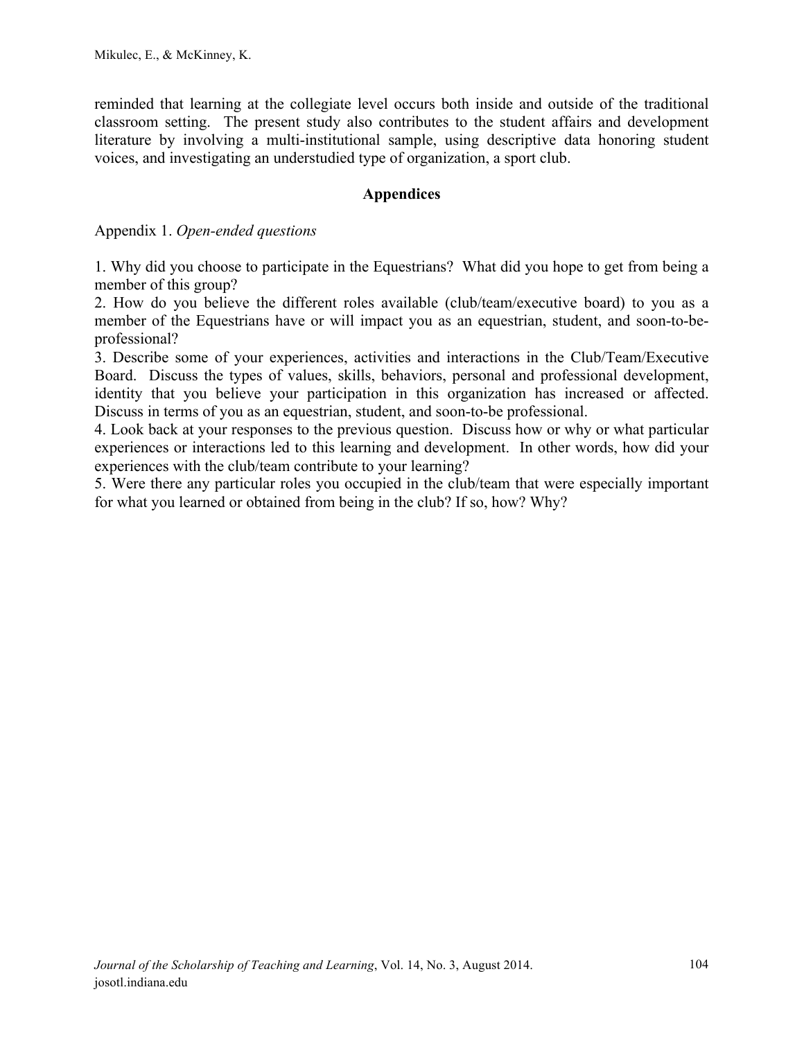reminded that learning at the collegiate level occurs both inside and outside of the traditional classroom setting. The present study also contributes to the student affairs and development literature by involving a multi-institutional sample, using descriptive data honoring student voices, and investigating an understudied type of organization, a sport club.

## Appendices

Appendix 1. *Open-ended questions*

1. Why did you choose to participate in the Equestrians? What did you hope to get from being a member of this group?
2. How do you believe the different roles available (club/team/executive board) to you as a member of the Equestrians have or will impact you as an equestrian, student, and soon-to-be-professional?
3. Describe some of your experiences, activities and interactions in the Club/Team/Executive Board. Discuss the types of values, skills, behaviors, personal and professional development, identity that you believe your participation in this organization has increased or affected. Discuss in terms of you as an equestrian, student, and soon-to-be professional.
4. Look back at your responses to the previous question. Discuss how or why or what particular experiences or interactions led to this learning and development. In other words, how did your experiences with the club/team contribute to your learning?
5. Were there any particular roles you occupied in the club/team that were especially important for what you learned or obtained from being in the club? If so, how? Why?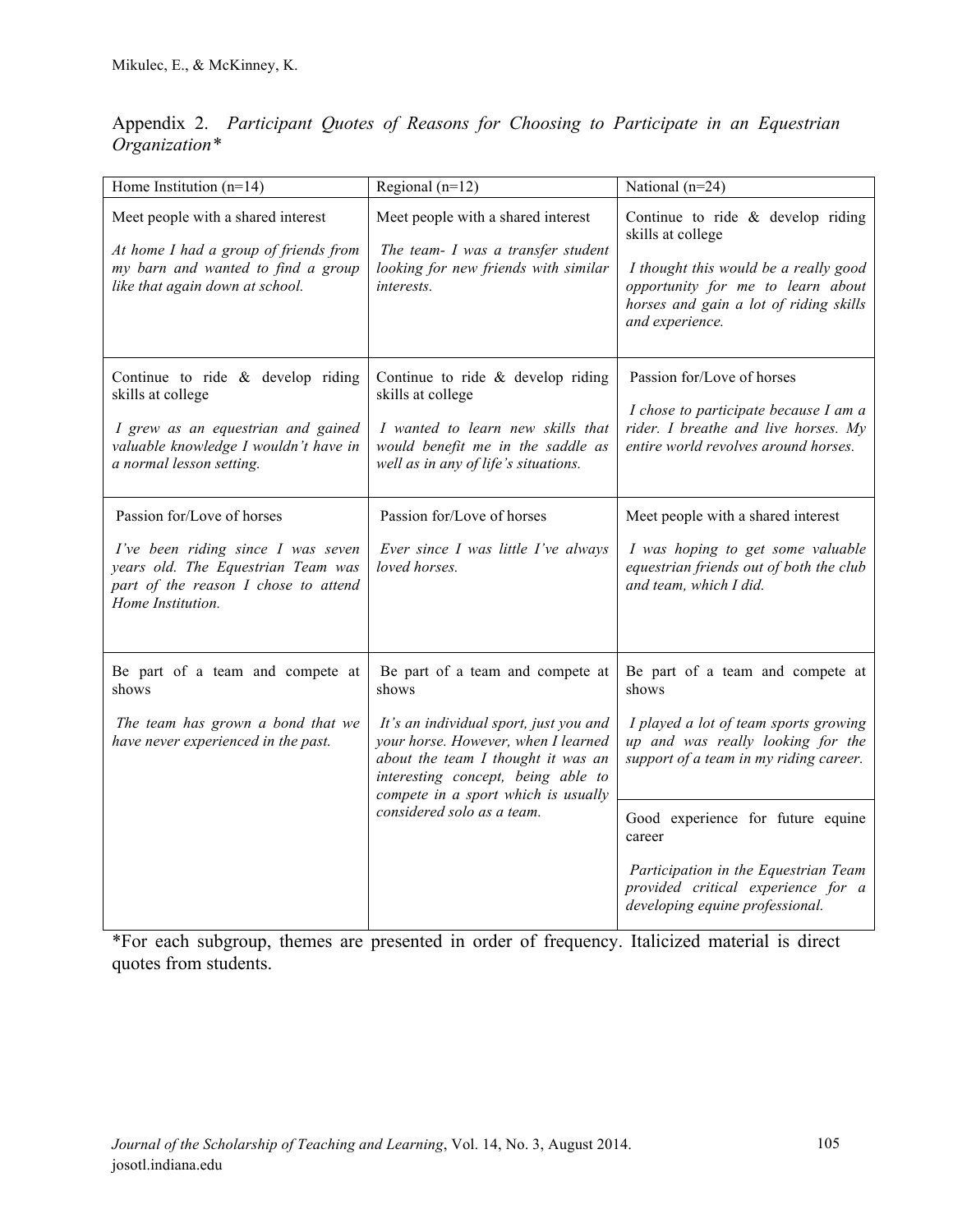Appendix 2. *Participant Quotes of Reasons for Choosing to Participate in an Equestrian Organization\**

| Home Institution (n=14) | Regional (n=12) | National (n=24) |
|---|---|---|
| Meet people with a shared interest<br><br>*At home I had a group of friends from my barn and wanted to find a group like that again down at school.* | Meet people with a shared interest<br><br>*The team- I was a transfer student looking for new friends with similar interests.* | Continue to ride & develop riding skills at college<br><br>*I thought this would be a really good opportunity for me to learn about horses and gain a lot of riding skills and experience.* |
| Continue to ride & develop riding skills at college<br><br>*I grew as an equestrian and gained valuable knowledge I wouldn't have in a normal lesson setting.* | Continue to ride & develop riding skills at college<br><br>*I wanted to learn new skills that would benefit me in the saddle as well as in any of life's situations.* | Passion for/Love of horses<br><br>*I chose to participate because I am a rider. I breathe and live horses. My entire world revolves around horses.* |
| Passion for/Love of horses<br><br>*I've been riding since I was seven years old. The Equestrian Team was part of the reason I chose to attend Home Institution.* | Passion for/Love of horses<br><br>*Ever since I was little I've always loved horses.* | Meet people with a shared interest<br><br>*I was hoping to get some valuable equestrian friends out of both the club and team, which I did.* |
| Be part of a team and compete at shows<br><br>*The team has grown a bond that we have never experienced in the past.* | Be part of a team and compete at shows<br><br>*It's an individual sport, just you and your horse. However, when I learned about the team I thought it was an interesting concept, being able to compete in a sport which is usually considered solo as a team.* | Be part of a team and compete at shows<br><br>*I played a lot of team sports growing up and was really looking for the support of a team in my riding career.*<br><br>Good experience for future equine career<br><br>*Participation in the Equestrian Team provided critical experience for a developing equine professional.* |

\*For each subgroup, themes are presented in order of frequency. Italicized material is direct quotes from students.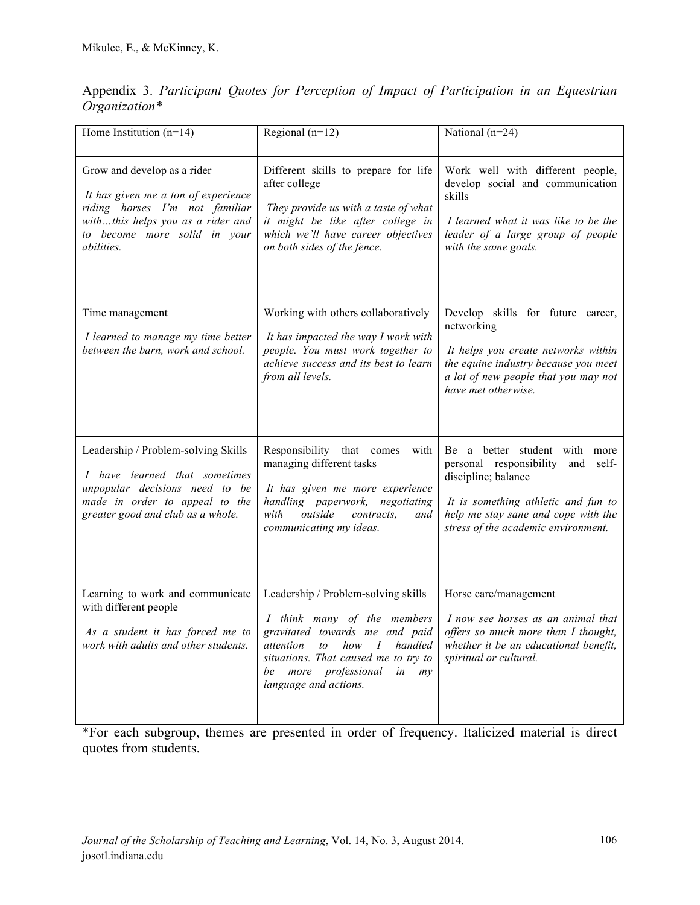Appendix 3. *Participant Quotes for Perception of Impact of Participation in an Equestrian Organization**

| Home Institution (n=14) | Regional (n=12) | National (n=24) |
|---|---|---|
| Grow and develop as a rider<br>*It has given me a ton of experience riding horses I'm not familiar with…this helps you as a rider and to become more solid in your abilities.* | Different skills to prepare for life after college<br>*They provide us with a taste of what it might be like after college in which we'll have career objectives on both sides of the fence.* | Work well with different people, develop social and communication skills<br>*I learned what it was like to be the leader of a large group of people with the same goals.* |
| Time management<br>*I learned to manage my time better between the barn, work and school.* | Working with others collaboratively<br>*It has impacted the way I work with people. You must work together to achieve success and its best to learn from all levels.* | Develop skills for future career, networking<br>*It helps you create networks within the equine industry because you meet a lot of new people that you may not have met otherwise.* |
| Leadership / Problem-solving Skills<br>*I have learned that sometimes unpopular decisions need to be made in order to appeal to the greater good and club as a whole.* | Responsibility that comes with managing different tasks<br>*It has given me more experience handling paperwork, negotiating with outside contracts, and communicating my ideas.* | Be a better student with more personal responsibility and self-discipline; balance<br>*It is something athletic and fun to help me stay sane and cope with the stress of the academic environment.* |
| Learning to work and communicate with different people<br>*As a student it has forced me to work with adults and other students.* | Leadership / Problem-solving skills<br>*I think many of the members gravitated towards me and paid attention to how I handled situations. That caused me to try to be more professional in my language and actions.* | Horse care/management<br>*I now see horses as an animal that offers so much more than I thought, whether it be an educational benefit, spiritual or cultural.* |

*For each subgroup, themes are presented in order of frequency. Italicized material is direct quotes from students.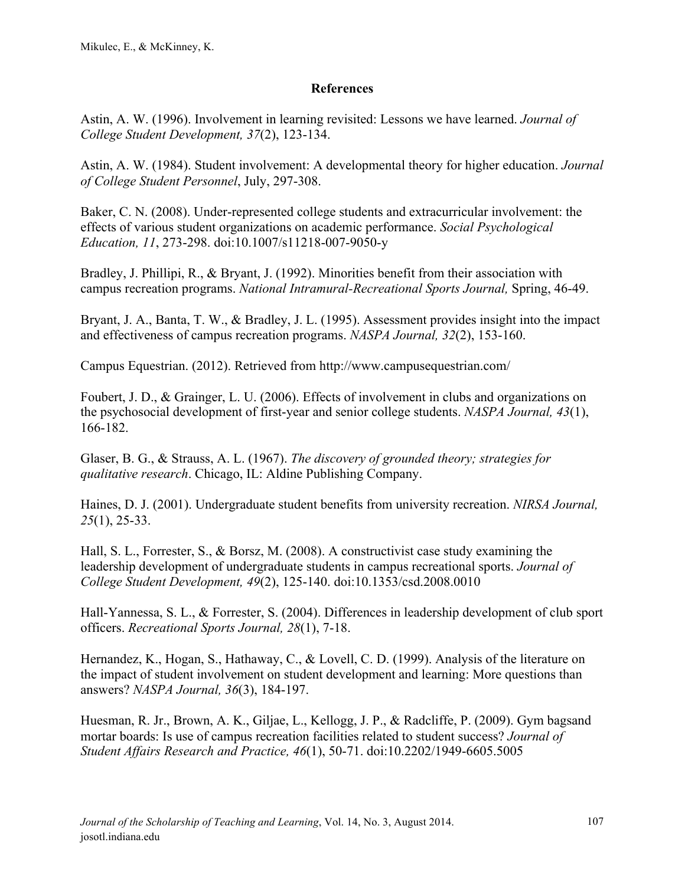## References

Astin, A. W. (1996). Involvement in learning revisited: Lessons we have learned. *Journal of College Student Development, 37*(2), 123-134.

Astin, A. W. (1984). Student involvement: A developmental theory for higher education. *Journal of College Student Personnel*, July, 297-308.

Baker, C. N. (2008). Under-represented college students and extracurricular involvement: the effects of various student organizations on academic performance. *Social Psychological Education, 11*, 273-298. doi:10.1007/s11218-007-9050-y

Bradley, J. Phillipi, R., & Bryant, J. (1992). Minorities benefit from their association with campus recreation programs. *National Intramural-Recreational Sports Journal,* Spring, 46-49.

Bryant, J. A., Banta, T. W., & Bradley, J. L. (1995). Assessment provides insight into the impact and effectiveness of campus recreation programs. *NASPA Journal, 32*(2), 153-160.

Campus Equestrian. (2012). Retrieved from http://www.campusequestrian.com/

Foubert, J. D., & Grainger, L. U. (2006). Effects of involvement in clubs and organizations on the psychosocial development of first-year and senior college students. *NASPA Journal, 43*(1), 166-182.

Glaser, B. G., & Strauss, A. L. (1967). *The discovery of grounded theory; strategies for qualitative research*. Chicago, IL: Aldine Publishing Company.

Haines, D. J. (2001). Undergraduate student benefits from university recreation. *NIRSA Journal, 25*(1), 25-33.

Hall, S. L., Forrester, S., & Borsz, M. (2008). A constructivist case study examining the leadership development of undergraduate students in campus recreational sports. *Journal of College Student Development, 49*(2), 125-140. doi:10.1353/csd.2008.0010

Hall-Yannessa, S. L., & Forrester, S. (2004). Differences in leadership development of club sport officers. *Recreational Sports Journal, 28*(1), 7-18.

Hernandez, K., Hogan, S., Hathaway, C., & Lovell, C. D. (1999). Analysis of the literature on the impact of student involvement on student development and learning: More questions than answers? *NASPA Journal, 36*(3), 184-197.

Huesman, R. Jr., Brown, A. K., Giljae, L., Kellogg, J. P., & Radcliffe, P. (2009). Gym bagsand mortar boards: Is use of campus recreation facilities related to student success? *Journal of Student Affairs Research and Practice, 46*(1), 50-71. doi:10.2202/1949-6605.5005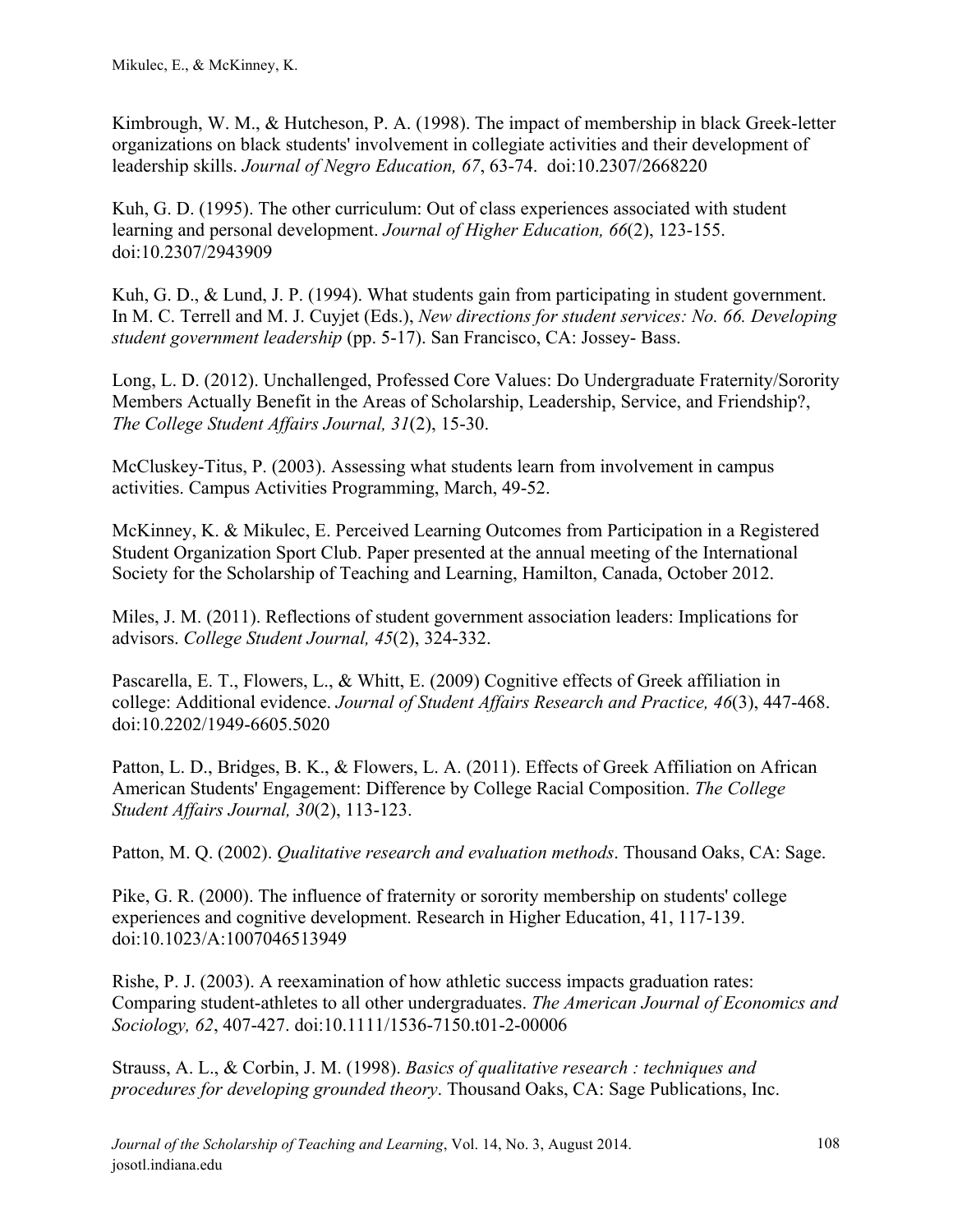Kimbrough, W. M., & Hutcheson, P. A. (1998). The impact of membership in black Greek-letter organizations on black students' involvement in collegiate activities and their development of leadership skills. *Journal of Negro Education, 67*, 63-74. doi:10.2307/2668220

Kuh, G. D. (1995). The other curriculum: Out of class experiences associated with student learning and personal development. *Journal of Higher Education, 66*(2), 123-155. doi:10.2307/2943909

Kuh, G. D., & Lund, J. P. (1994). What students gain from participating in student government. In M. C. Terrell and M. J. Cuyjet (Eds.), *New directions for student services: No. 66. Developing student government leadership* (pp. 5-17). San Francisco, CA: Jossey- Bass.

Long, L. D. (2012). Unchallenged, Professed Core Values: Do Undergraduate Fraternity/Sorority Members Actually Benefit in the Areas of Scholarship, Leadership, Service, and Friendship?, *The College Student Affairs Journal, 31*(2), 15-30.

McCluskey-Titus, P. (2003). Assessing what students learn from involvement in campus activities. Campus Activities Programming, March, 49-52.

McKinney, K. & Mikulec, E. Perceived Learning Outcomes from Participation in a Registered Student Organization Sport Club. Paper presented at the annual meeting of the International Society for the Scholarship of Teaching and Learning, Hamilton, Canada, October 2012.

Miles, J. M. (2011). Reflections of student government association leaders: Implications for advisors. *College Student Journal, 45*(2), 324-332.

Pascarella, E. T., Flowers, L., & Whitt, E. (2009) Cognitive effects of Greek affiliation in college: Additional evidence. *Journal of Student Affairs Research and Practice, 46*(3), 447-468. doi:10.2202/1949-6605.5020

Patton, L. D., Bridges, B. K., & Flowers, L. A. (2011). Effects of Greek Affiliation on African American Students' Engagement: Difference by College Racial Composition. *The College Student Affairs Journal, 30*(2), 113-123.

Patton, M. Q. (2002). *Qualitative research and evaluation methods*. Thousand Oaks, CA: Sage.

Pike, G. R. (2000). The influence of fraternity or sorority membership on students' college experiences and cognitive development. Research in Higher Education, 41, 117-139. doi:10.1023/A:1007046513949

Rishe, P. J. (2003). A reexamination of how athletic success impacts graduation rates: Comparing student-athletes to all other undergraduates. *The American Journal of Economics and Sociology, 62*, 407-427. doi:10.1111/1536-7150.t01-2-00006

Strauss, A. L., & Corbin, J. M. (1998). *Basics of qualitative research : techniques and procedures for developing grounded theory*. Thousand Oaks, CA: Sage Publications, Inc.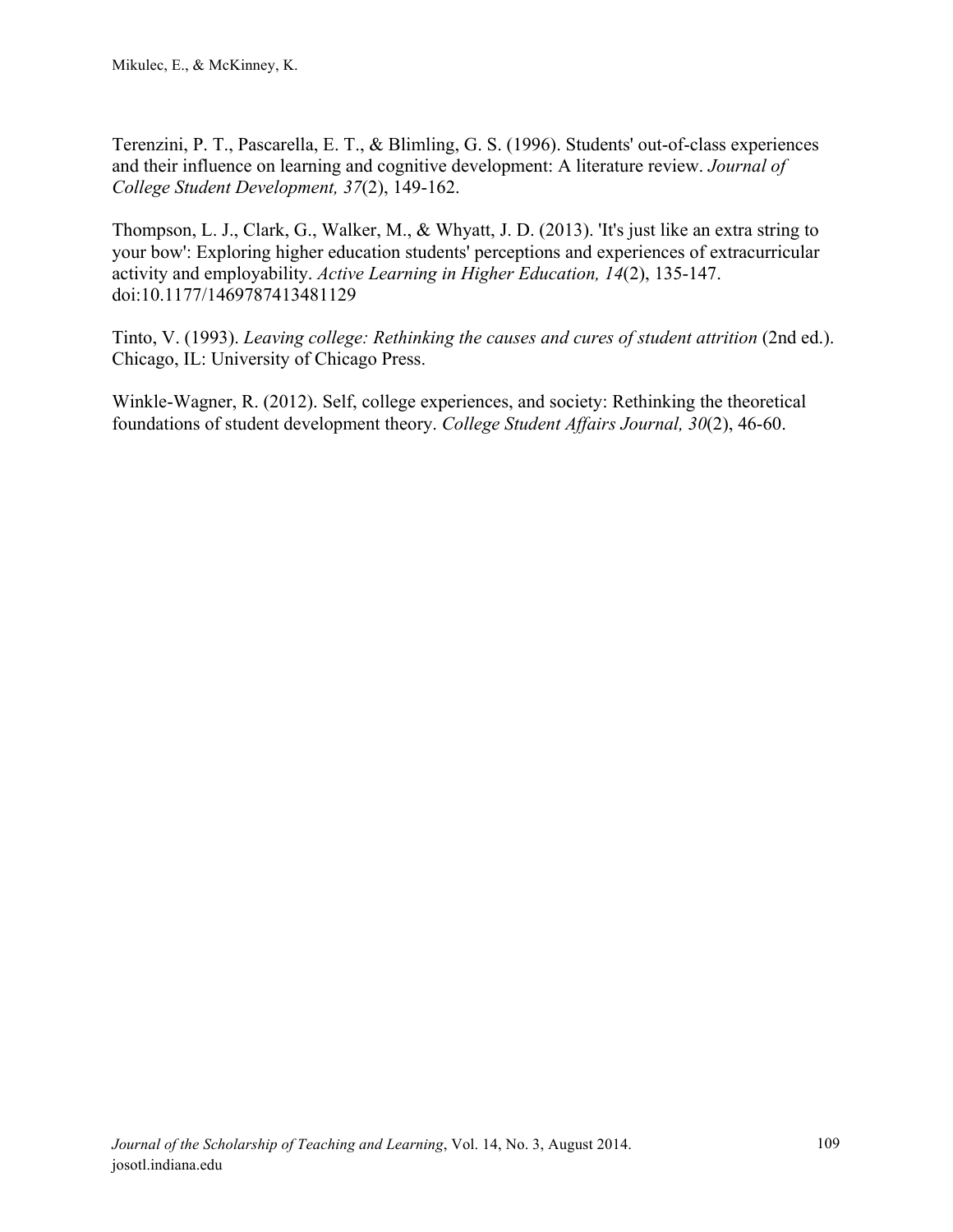Terenzini, P. T., Pascarella, E. T., & Blimling, G. S. (1996). Students' out-of-class experiences and their influence on learning and cognitive development: A literature review. *Journal of College Student Development, 37*(2), 149-162.

Thompson, L. J., Clark, G., Walker, M., & Whyatt, J. D. (2013). 'It's just like an extra string to your bow': Exploring higher education students' perceptions and experiences of extracurricular activity and employability. *Active Learning in Higher Education, 14*(2), 135-147. doi:10.1177/1469787413481129

Tinto, V. (1993). *Leaving college: Rethinking the causes and cures of student attrition* (2nd ed.). Chicago, IL: University of Chicago Press.

Winkle-Wagner, R. (2012). Self, college experiences, and society: Rethinking the theoretical foundations of student development theory. *College Student Affairs Journal, 30*(2), 46-60.